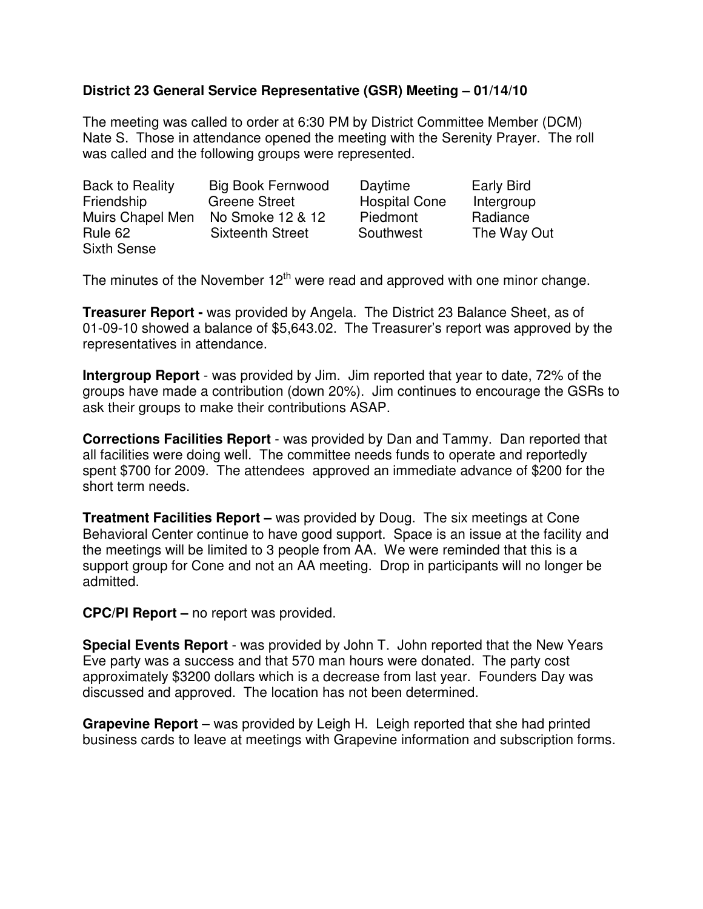**District 23 General Service Representative (GSR) Meeting – 01/14/10**

The meeting was called to order at 6:30 PM by District Committee Member (DCM) Nate S. Those in attendance opened the meeting with the Serenity Prayer. The roll was called and the following groups were represented.

| | | | |
|---|---|---|---|
| Back to Reality | Big Book Fernwood | Daytime | Early Bird |
| Friendship | Greene Street | Hospital Cone | Intergroup |
| Muirs Chapel Men | No Smoke 12 & 12 | Piedmont | Radiance |
| Rule 62 | Sixteenth Street | Southwest | The Way Out |
| Sixth Sense | | | |

The minutes of the November 12th were read and approved with one minor change.

**Treasurer Report -** was provided by Angela. The District 23 Balance Sheet, as of 01-09-10 showed a balance of $5,643.02. The Treasurer's report was approved by the representatives in attendance.

**Intergroup Report** - was provided by Jim. Jim reported that year to date, 72% of the groups have made a contribution (down 20%). Jim continues to encourage the GSRs to ask their groups to make their contributions ASAP.

**Corrections Facilities Report** - was provided by Dan and Tammy. Dan reported that all facilities were doing well. The committee needs funds to operate and reportedly spent $700 for 2009. The attendees approved an immediate advance of $200 for the short term needs.

**Treatment Facilities Report –** was provided by Doug. The six meetings at Cone Behavioral Center continue to have good support. Space is an issue at the facility and the meetings will be limited to 3 people from AA. We were reminded that this is a support group for Cone and not an AA meeting. Drop in participants will no longer be admitted.

**CPC/PI Report –** no report was provided.

**Special Events Report** - was provided by John T. John reported that the New Years Eve party was a success and that 570 man hours were donated. The party cost approximately $3200 dollars which is a decrease from last year. Founders Day was discussed and approved. The location has not been determined.

**Grapevine Report** – was provided by Leigh H. Leigh reported that she had printed business cards to leave at meetings with Grapevine information and subscription forms.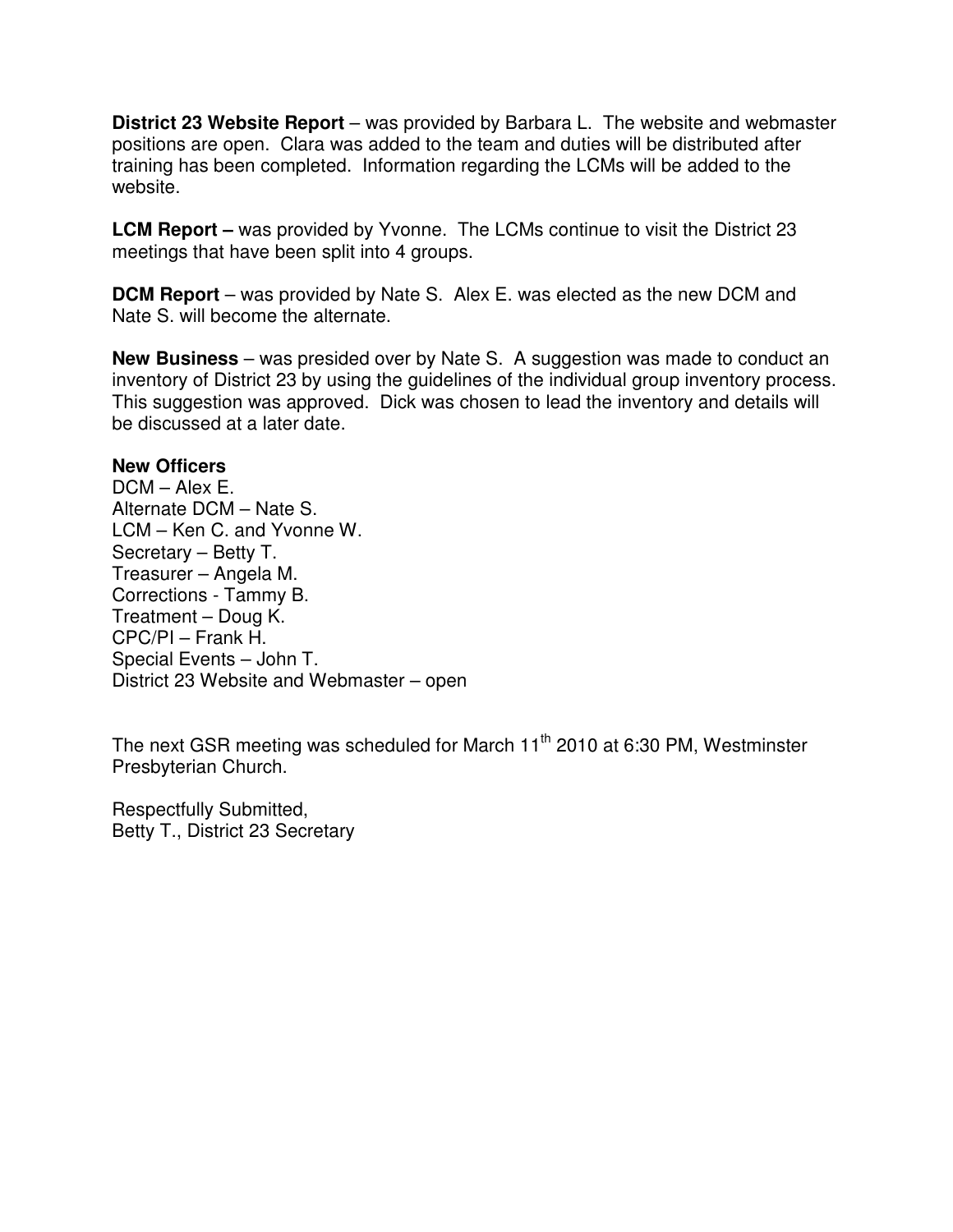**District 23 Website Report** – was provided by Barbara L. The website and webmaster positions are open. Clara was added to the team and duties will be distributed after training has been completed. Information regarding the LCMs will be added to the website.

**LCM Report –** was provided by Yvonne. The LCMs continue to visit the District 23 meetings that have been split into 4 groups.

**DCM Report** – was provided by Nate S. Alex E. was elected as the new DCM and Nate S. will become the alternate.

**New Business** – was presided over by Nate S. A suggestion was made to conduct an inventory of District 23 by using the guidelines of the individual group inventory process. This suggestion was approved. Dick was chosen to lead the inventory and details will be discussed at a later date.

**New Officers**
DCM – Alex E.
Alternate DCM – Nate S.
LCM – Ken C. and Yvonne W.
Secretary – Betty T.
Treasurer – Angela M.
Corrections - Tammy B.
Treatment – Doug K.
CPC/PI – Frank H.
Special Events – John T.
District 23 Website and Webmaster – open

The next GSR meeting was scheduled for March 11th 2010 at 6:30 PM, Westminster Presbyterian Church.

Respectfully Submitted,
Betty T., District 23 Secretary